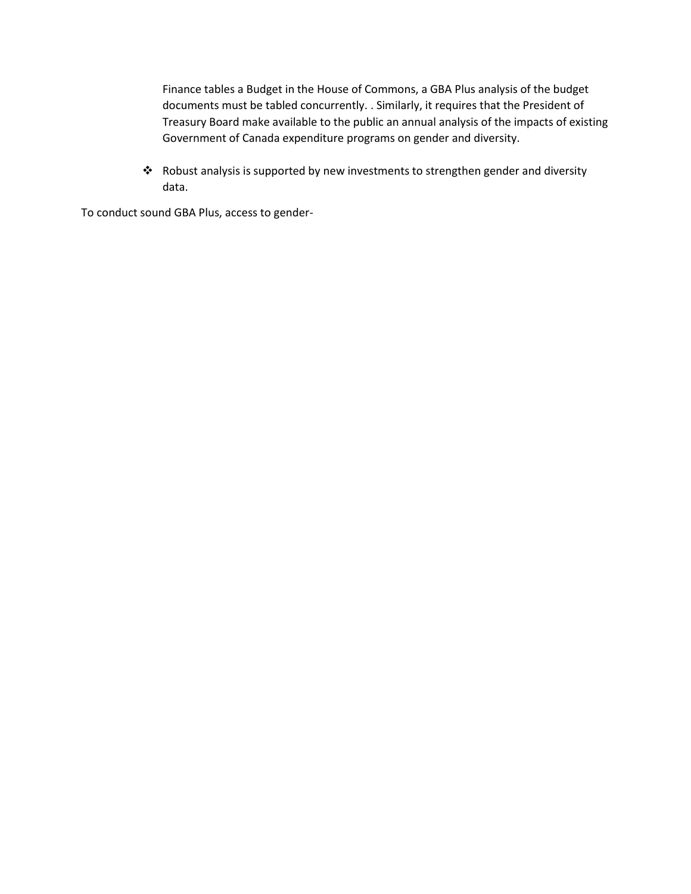Finance tables a Budget in the House of Commons, a GBA Plus analysis of the budget documents must be tabled concurrently. . Similarly, it requires that the President of Treasury Board make available to the public an annual analysis of the impacts of existing Government of Canada expenditure programs on gender and diversity.

- Robust analysis is supported by new investments to strengthen gender and diversity data.

To conduct sound GBA Plus, access to gender-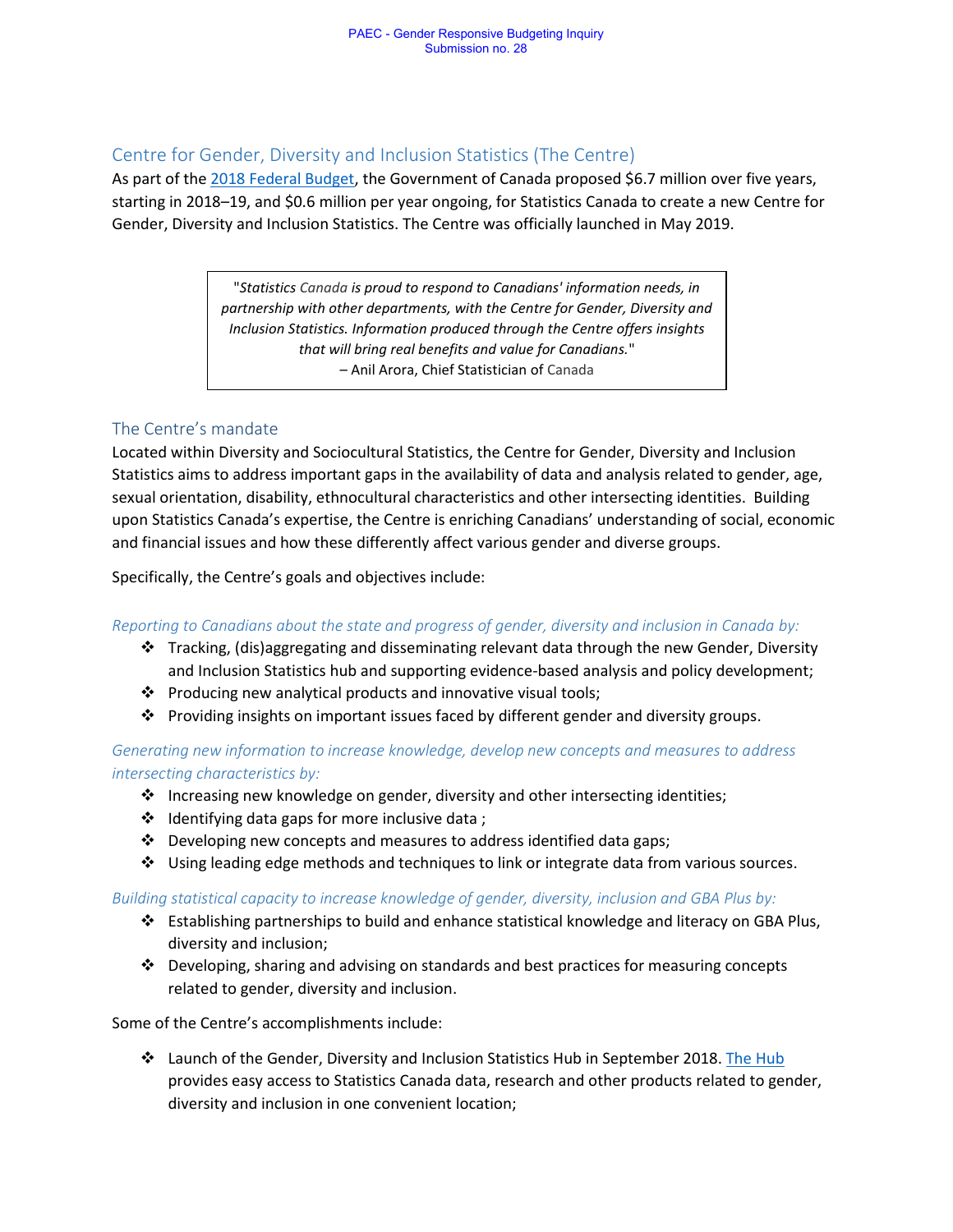## Centre for Gender, Diversity and Inclusion Statistics (The Centre)

As part of the [2018 Federal Budget](), the Government of Canada proposed $6.7 million over five years, starting in 2018–19, and $0.6 million per year ongoing, for Statistics Canada to create a new Centre for Gender, Diversity and Inclusion Statistics. The Centre was officially launched in May 2019.

> "*Statistics Canada is proud to respond to Canadians' information needs, in partnership with other departments, with the Centre for Gender, Diversity and Inclusion Statistics. Information produced through the Centre offers insights that will bring real benefits and value for Canadians.*"
> – Anil Arora, Chief Statistician of Canada

### The Centre's mandate

Located within Diversity and Sociocultural Statistics, the Centre for Gender, Diversity and Inclusion Statistics aims to address important gaps in the availability of data and analysis related to gender, age, sexual orientation, disability, ethnocultural characteristics and other intersecting identities. Building upon Statistics Canada's expertise, the Centre is enriching Canadians' understanding of social, economic and financial issues and how these differently affect various gender and diverse groups.

Specifically, the Centre's goals and objectives include:

*Reporting to Canadians about the state and progress of gender, diversity and inclusion in Canada by:*

- Tracking, (dis)aggregating and disseminating relevant data through the new Gender, Diversity and Inclusion Statistics hub and supporting evidence-based analysis and policy development;
- Producing new analytical products and innovative visual tools;
- Providing insights on important issues faced by different gender and diversity groups.

*Generating new information to increase knowledge, develop new concepts and measures to address intersecting characteristics by:*

- Increasing new knowledge on gender, diversity and other intersecting identities;
- Identifying data gaps for more inclusive data ;
- Developing new concepts and measures to address identified data gaps;
- Using leading edge methods and techniques to link or integrate data from various sources.

*Building statistical capacity to increase knowledge of gender, diversity, inclusion and GBA Plus by:*

- Establishing partnerships to build and enhance statistical knowledge and literacy on GBA Plus, diversity and inclusion;
- Developing, sharing and advising on standards and best practices for measuring concepts related to gender, diversity and inclusion.

Some of the Centre's accomplishments include:

- Launch of the Gender, Diversity and Inclusion Statistics Hub in September 2018. [The Hub]() provides easy access to Statistics Canada data, research and other products related to gender, diversity and inclusion in one convenient location;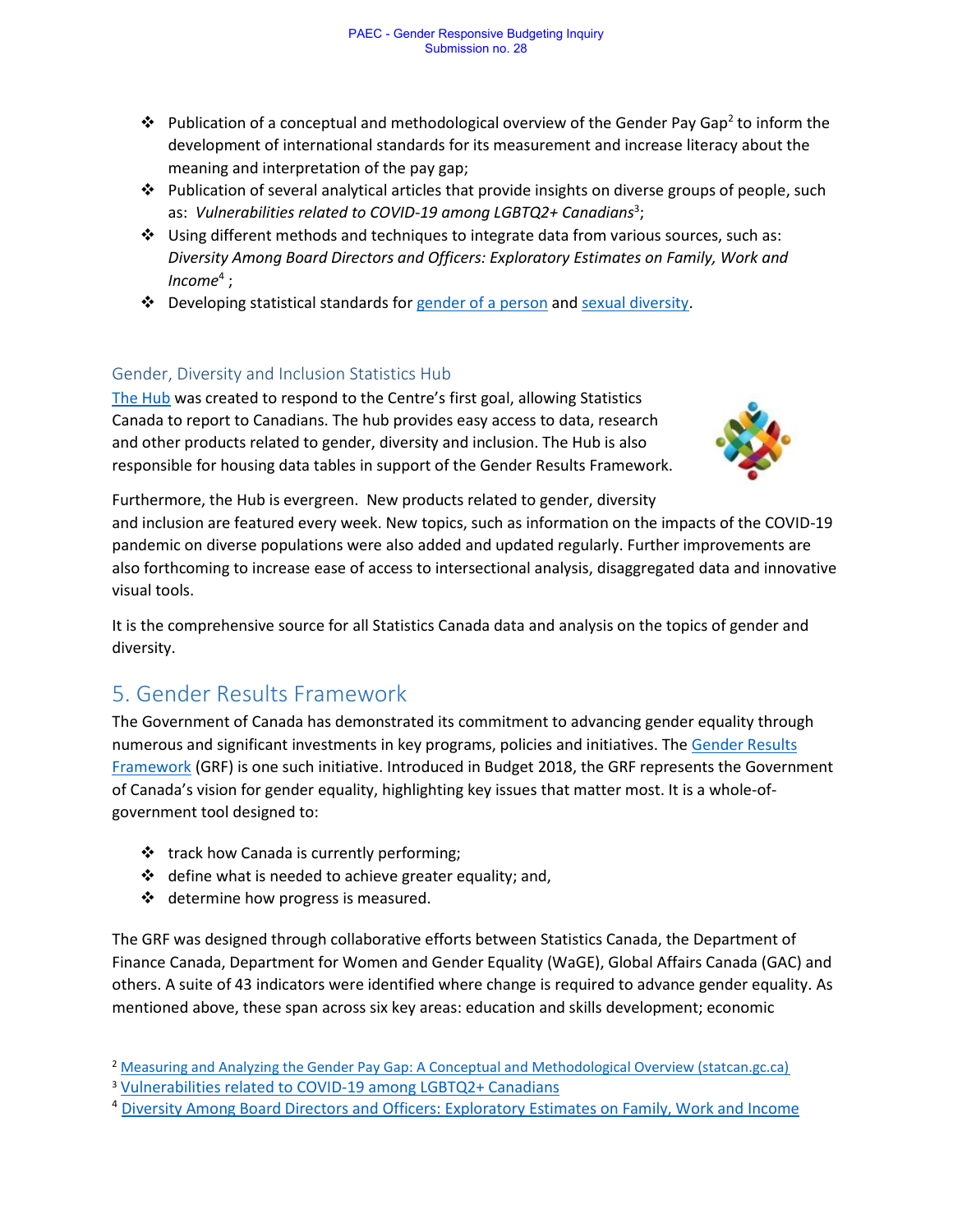- Publication of a conceptual and methodological overview of the Gender Pay Gap[2] to inform the development of international standards for its measurement and increase literacy about the meaning and interpretation of the pay gap;
- Publication of several analytical articles that provide insights on diverse groups of people, such as: *Vulnerabilities related to COVID-19 among LGBTQ2+ Canadians*[3];
- Using different methods and techniques to integrate data from various sources, such as: *Diversity Among Board Directors and Officers: Exploratory Estimates on Family, Work and Income*[4] ;
- Developing statistical standards for gender of a person and sexual diversity.

### Gender, Diversity and Inclusion Statistics Hub

The Hub was created to respond to the Centre's first goal, allowing Statistics Canada to report to Canadians. The hub provides easy access to data, research and other products related to gender, diversity and inclusion. The Hub is also responsible for housing data tables in support of the Gender Results Framework.

Furthermore, the Hub is evergreen. New products related to gender, diversity and inclusion are featured every week. New topics, such as information on the impacts of the COVID-19 pandemic on diverse populations were also added and updated regularly. Further improvements are also forthcoming to increase ease of access to intersectional analysis, disaggregated data and innovative visual tools.

It is the comprehensive source for all Statistics Canada data and analysis on the topics of gender and diversity.

## 5. Gender Results Framework

The Government of Canada has demonstrated its commitment to advancing gender equality through numerous and significant investments in key programs, policies and initiatives. The Gender Results Framework (GRF) is one such initiative. Introduced in Budget 2018, the GRF represents the Government of Canada's vision for gender equality, highlighting key issues that matter most. It is a whole-of-government tool designed to:

- track how Canada is currently performing;
- define what is needed to achieve greater equality; and,
- determine how progress is measured.

The GRF was designed through collaborative efforts between Statistics Canada, the Department of Finance Canada, Department for Women and Gender Equality (WaGE), Global Affairs Canada (GAC) and others. A suite of 43 indicators were identified where change is required to advance gender equality. As mentioned above, these span across six key areas: education and skills development; economic

[2] Measuring and Analyzing the Gender Pay Gap: A Conceptual and Methodological Overview (statcan.gc.ca)

[3] Vulnerabilities related to COVID-19 among LGBTQ2+ Canadians

[4] Diversity Among Board Directors and Officers: Exploratory Estimates on Family, Work and Income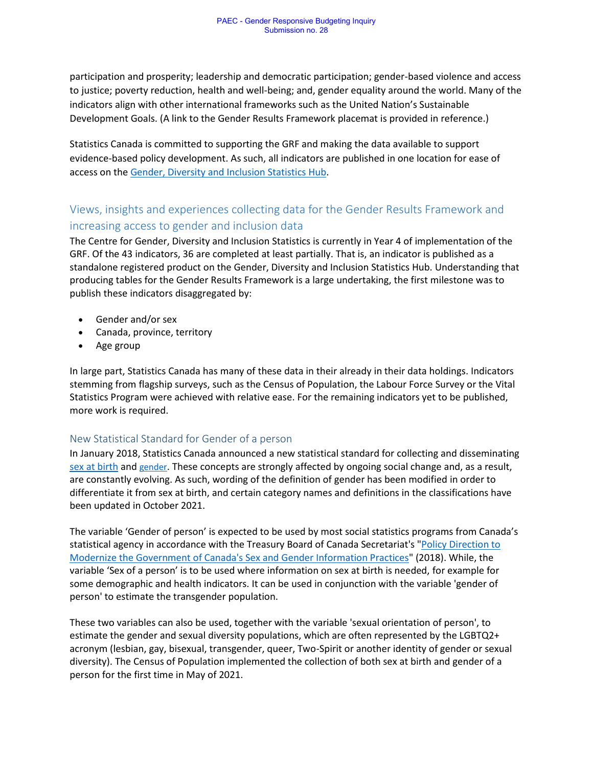participation and prosperity; leadership and democratic participation; gender-based violence and access to justice; poverty reduction, health and well-being; and, gender equality around the world. Many of the indicators align with other international frameworks such as the United Nation's Sustainable Development Goals. (A link to the Gender Results Framework placemat is provided in reference.)

Statistics Canada is committed to supporting the GRF and making the data available to support evidence-based policy development. As such, all indicators are published in one location for ease of access on the [Gender, Diversity and Inclusion Statistics Hub](Gender, Diversity and Inclusion Statistics Hub).

## Views, insights and experiences collecting data for the Gender Results Framework and increasing access to gender and inclusion data

The Centre for Gender, Diversity and Inclusion Statistics is currently in Year 4 of implementation of the GRF. Of the 43 indicators, 36 are completed at least partially. That is, an indicator is published as a standalone registered product on the Gender, Diversity and Inclusion Statistics Hub. Understanding that producing tables for the Gender Results Framework is a large undertaking, the first milestone was to publish these indicators disaggregated by:

- Gender and/or sex
- Canada, province, territory
- Age group

In large part, Statistics Canada has many of these data in their already in their data holdings. Indicators stemming from flagship surveys, such as the Census of Population, the Labour Force Survey or the Vital Statistics Program were achieved with relative ease. For the remaining indicators yet to be published, more work is required.

### New Statistical Standard for Gender of a person

In January 2018, Statistics Canada announced a new statistical standard for collecting and disseminating sex at birth and gender. These concepts are strongly affected by ongoing social change and, as a result, are constantly evolving. As such, wording of the definition of gender has been modified in order to differentiate it from sex at birth, and certain category names and definitions in the classifications have been updated in October 2021.

The variable 'Gender of person' is expected to be used by most social statistics programs from Canada's statistical agency in accordance with the Treasury Board of Canada Secretariat's "Policy Direction to Modernize the Government of Canada's Sex and Gender Information Practices" (2018). While, the variable 'Sex of a person' is to be used where information on sex at birth is needed, for example for some demographic and health indicators. It can be used in conjunction with the variable 'gender of person' to estimate the transgender population.

These two variables can also be used, together with the variable 'sexual orientation of person', to estimate the gender and sexual diversity populations, which are often represented by the LGBTQ2+ acronym (lesbian, gay, bisexual, transgender, queer, Two-Spirit or another identity of gender or sexual diversity). The Census of Population implemented the collection of both sex at birth and gender of a person for the first time in May of 2021.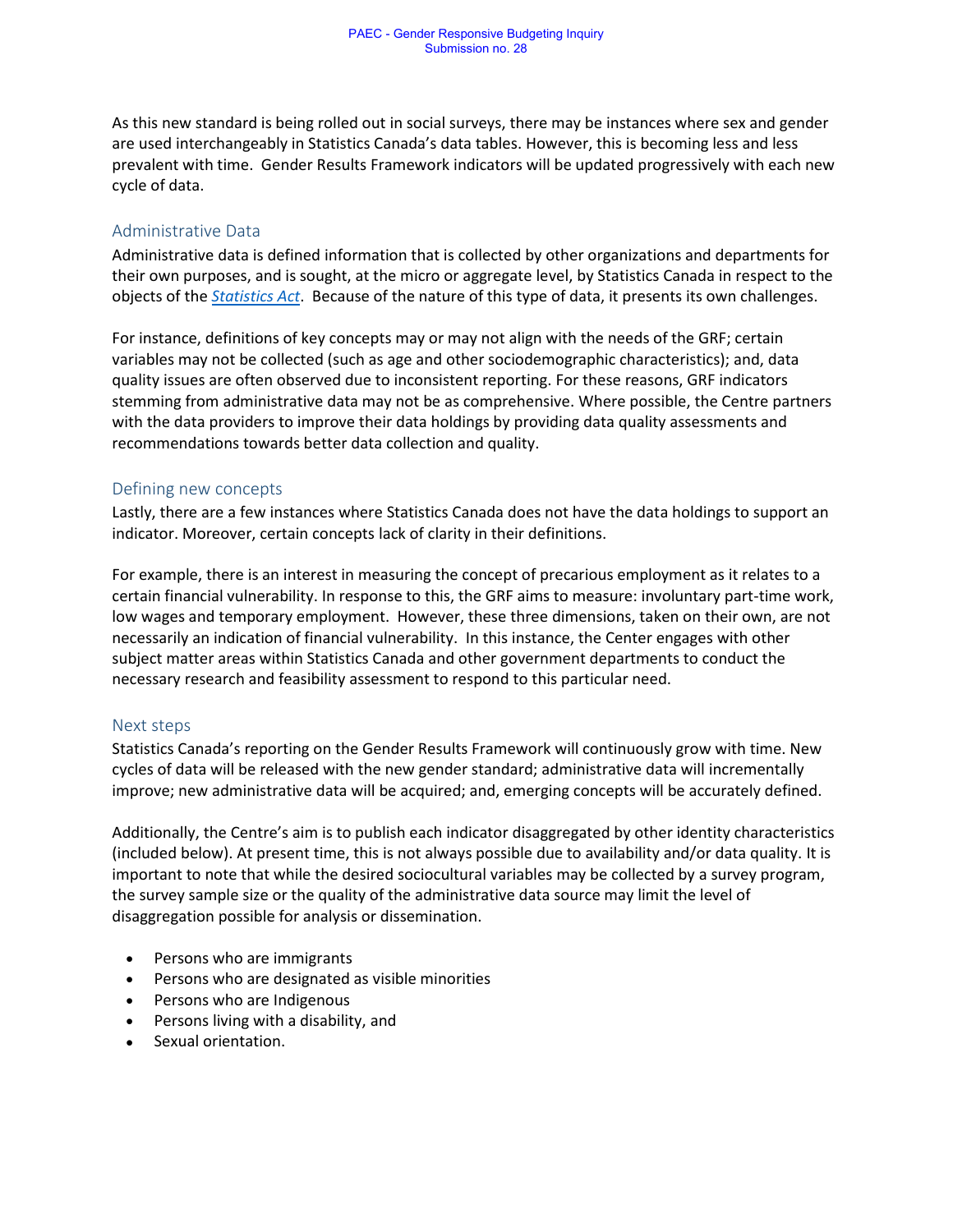As this new standard is being rolled out in social surveys, there may be instances where sex and gender are used interchangeably in Statistics Canada's data tables. However, this is becoming less and less prevalent with time. Gender Results Framework indicators will be updated progressively with each new cycle of data.

### Administrative Data

Administrative data is defined information that is collected by other organizations and departments for their own purposes, and is sought, at the micro or aggregate level, by Statistics Canada in respect to the objects of the *Statistics Act*. Because of the nature of this type of data, it presents its own challenges.

For instance, definitions of key concepts may or may not align with the needs of the GRF; certain variables may not be collected (such as age and other sociodemographic characteristics); and, data quality issues are often observed due to inconsistent reporting. For these reasons, GRF indicators stemming from administrative data may not be as comprehensive. Where possible, the Centre partners with the data providers to improve their data holdings by providing data quality assessments and recommendations towards better data collection and quality.

### Defining new concepts

Lastly, there are a few instances where Statistics Canada does not have the data holdings to support an indicator. Moreover, certain concepts lack of clarity in their definitions.

For example, there is an interest in measuring the concept of precarious employment as it relates to a certain financial vulnerability. In response to this, the GRF aims to measure: involuntary part-time work, low wages and temporary employment. However, these three dimensions, taken on their own, are not necessarily an indication of financial vulnerability. In this instance, the Center engages with other subject matter areas within Statistics Canada and other government departments to conduct the necessary research and feasibility assessment to respond to this particular need.

### Next steps

Statistics Canada's reporting on the Gender Results Framework will continuously grow with time. New cycles of data will be released with the new gender standard; administrative data will incrementally improve; new administrative data will be acquired; and, emerging concepts will be accurately defined.

Additionally, the Centre's aim is to publish each indicator disaggregated by other identity characteristics (included below). At present time, this is not always possible due to availability and/or data quality. It is important to note that while the desired sociocultural variables may be collected by a survey program, the survey sample size or the quality of the administrative data source may limit the level of disaggregation possible for analysis or dissemination.

- Persons who are immigrants
- Persons who are designated as visible minorities
- Persons who are Indigenous
- Persons living with a disability, and
- Sexual orientation.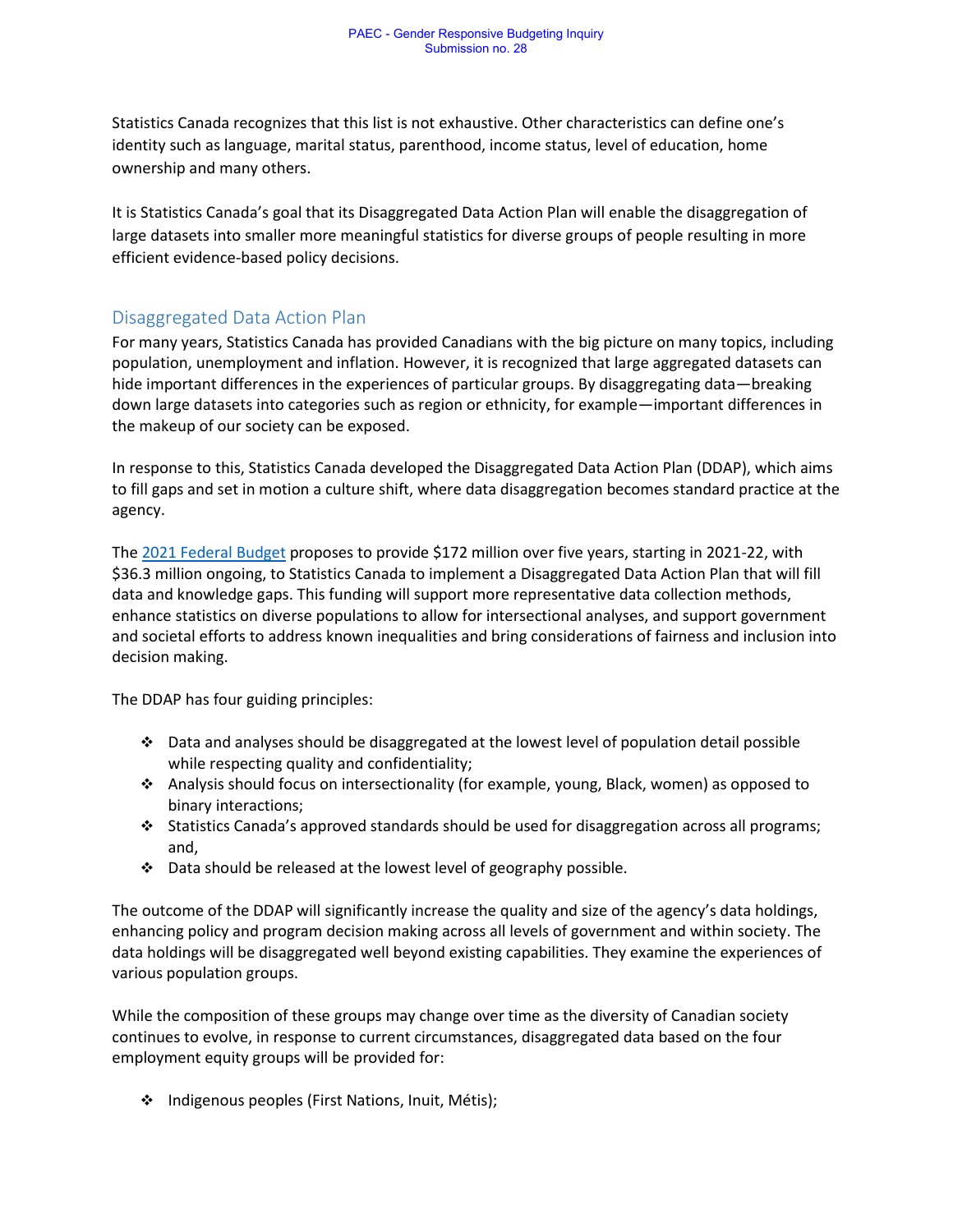Statistics Canada recognizes that this list is not exhaustive. Other characteristics can define one's identity such as language, marital status, parenthood, income status, level of education, home ownership and many others.

It is Statistics Canada's goal that its Disaggregated Data Action Plan will enable the disaggregation of large datasets into smaller more meaningful statistics for diverse groups of people resulting in more efficient evidence-based policy decisions.

## Disaggregated Data Action Plan

For many years, Statistics Canada has provided Canadians with the big picture on many topics, including population, unemployment and inflation. However, it is recognized that large aggregated datasets can hide important differences in the experiences of particular groups. By disaggregating data—breaking down large datasets into categories such as region or ethnicity, for example—important differences in the makeup of our society can be exposed.

In response to this, Statistics Canada developed the Disaggregated Data Action Plan (DDAP), which aims to fill gaps and set in motion a culture shift, where data disaggregation becomes standard practice at the agency.

The 2021 Federal Budget proposes to provide $172 million over five years, starting in 2021-22, with $36.3 million ongoing, to Statistics Canada to implement a Disaggregated Data Action Plan that will fill data and knowledge gaps. This funding will support more representative data collection methods, enhance statistics on diverse populations to allow for intersectional analyses, and support government and societal efforts to address known inequalities and bring considerations of fairness and inclusion into decision making.

The DDAP has four guiding principles:

- Data and analyses should be disaggregated at the lowest level of population detail possible while respecting quality and confidentiality;
- Analysis should focus on intersectionality (for example, young, Black, women) as opposed to binary interactions;
- Statistics Canada's approved standards should be used for disaggregation across all programs; and,
- Data should be released at the lowest level of geography possible.

The outcome of the DDAP will significantly increase the quality and size of the agency's data holdings, enhancing policy and program decision making across all levels of government and within society. The data holdings will be disaggregated well beyond existing capabilities. They examine the experiences of various population groups.

While the composition of these groups may change over time as the diversity of Canadian society continues to evolve, in response to current circumstances, disaggregated data based on the four employment equity groups will be provided for:

- Indigenous peoples (First Nations, Inuit, Métis);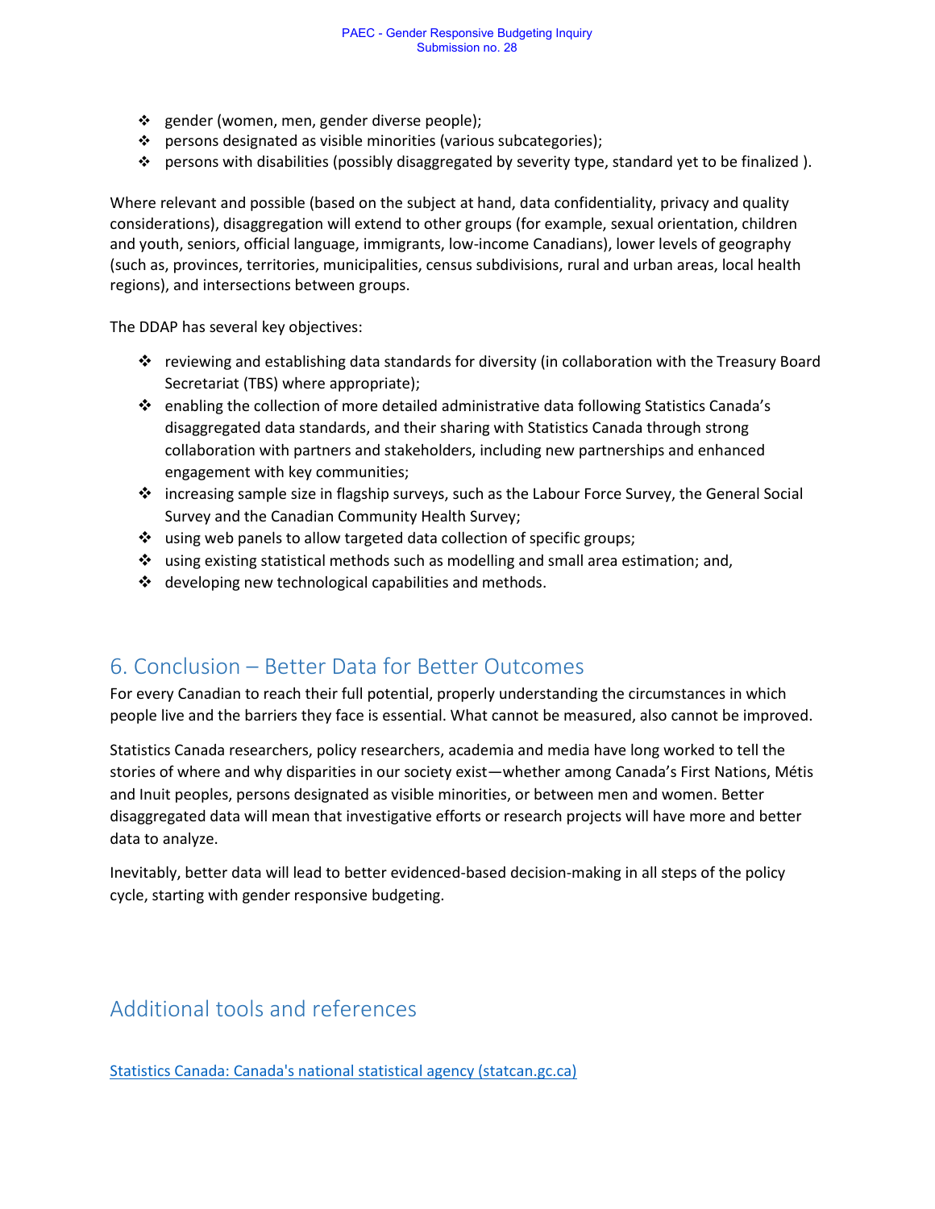- gender (women, men, gender diverse people);
- persons designated as visible minorities (various subcategories);
- persons with disabilities (possibly disaggregated by severity type, standard yet to be finalized ).

Where relevant and possible (based on the subject at hand, data confidentiality, privacy and quality considerations), disaggregation will extend to other groups (for example, sexual orientation, children and youth, seniors, official language, immigrants, low-income Canadians), lower levels of geography (such as, provinces, territories, municipalities, census subdivisions, rural and urban areas, local health regions), and intersections between groups.

The DDAP has several key objectives:

- reviewing and establishing data standards for diversity (in collaboration with the Treasury Board Secretariat (TBS) where appropriate);
- enabling the collection of more detailed administrative data following Statistics Canada's disaggregated data standards, and their sharing with Statistics Canada through strong collaboration with partners and stakeholders, including new partnerships and enhanced engagement with key communities;
- increasing sample size in flagship surveys, such as the Labour Force Survey, the General Social Survey and the Canadian Community Health Survey;
- using web panels to allow targeted data collection of specific groups;
- using existing statistical methods such as modelling and small area estimation; and,
- developing new technological capabilities and methods.

## 6. Conclusion – Better Data for Better Outcomes

For every Canadian to reach their full potential, properly understanding the circumstances in which people live and the barriers they face is essential. What cannot be measured, also cannot be improved.

Statistics Canada researchers, policy researchers, academia and media have long worked to tell the stories of where and why disparities in our society exist—whether among Canada's First Nations, Métis and Inuit peoples, persons designated as visible minorities, or between men and women. Better disaggregated data will mean that investigative efforts or research projects will have more and better data to analyze.

Inevitably, better data will lead to better evidenced-based decision-making in all steps of the policy cycle, starting with gender responsive budgeting.

## Additional tools and references

[Statistics Canada: Canada's national statistical agency (statcan.gc.ca)](https://www.statcan.gc.ca)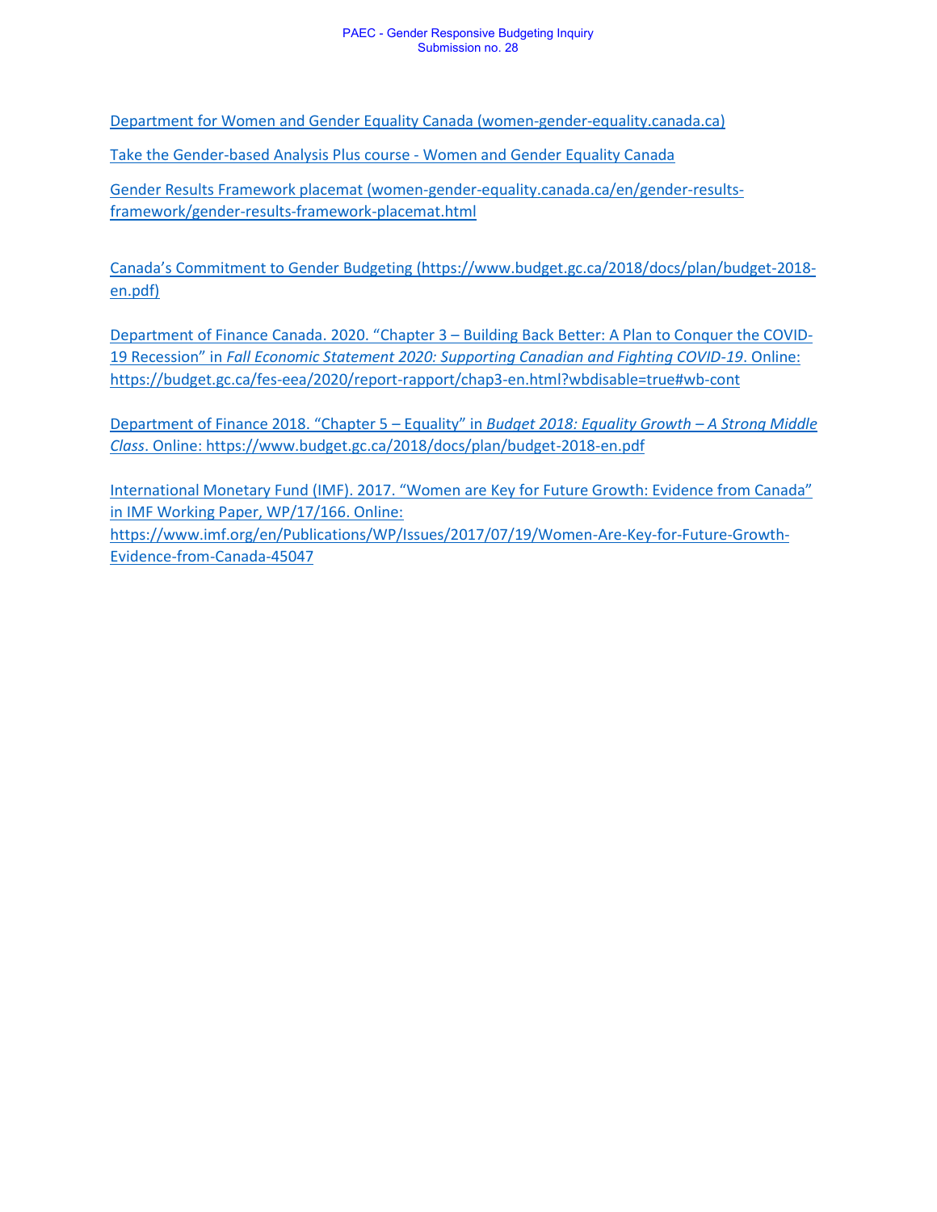Department for Women and Gender Equality Canada (women-gender-equality.canada.ca)

Take the Gender-based Analysis Plus course - Women and Gender Equality Canada

Gender Results Framework placemat (women-gender-equality.canada.ca/en/gender-results-framework/gender-results-framework-placemat.html

Canada's Commitment to Gender Budgeting (https://www.budget.gc.ca/2018/docs/plan/budget-2018-en.pdf)

Department of Finance Canada. 2020. "Chapter 3 – Building Back Better: A Plan to Conquer the COVID-19 Recession" in *Fall Economic Statement 2020: Supporting Canadian and Fighting COVID-19*. Online: https://budget.gc.ca/fes-eea/2020/report-rapport/chap3-en.html?wbdisable=true#wb-cont

Department of Finance 2018. "Chapter 5 – Equality" in *Budget 2018: Equality Growth – A Strong Middle Class*. Online: https://www.budget.gc.ca/2018/docs/plan/budget-2018-en.pdf

International Monetary Fund (IMF). 2017. "Women are Key for Future Growth: Evidence from Canada" in IMF Working Paper, WP/17/166. Online: https://www.imf.org/en/Publications/WP/Issues/2017/07/19/Women-Are-Key-for-Future-Growth-Evidence-from-Canada-45047